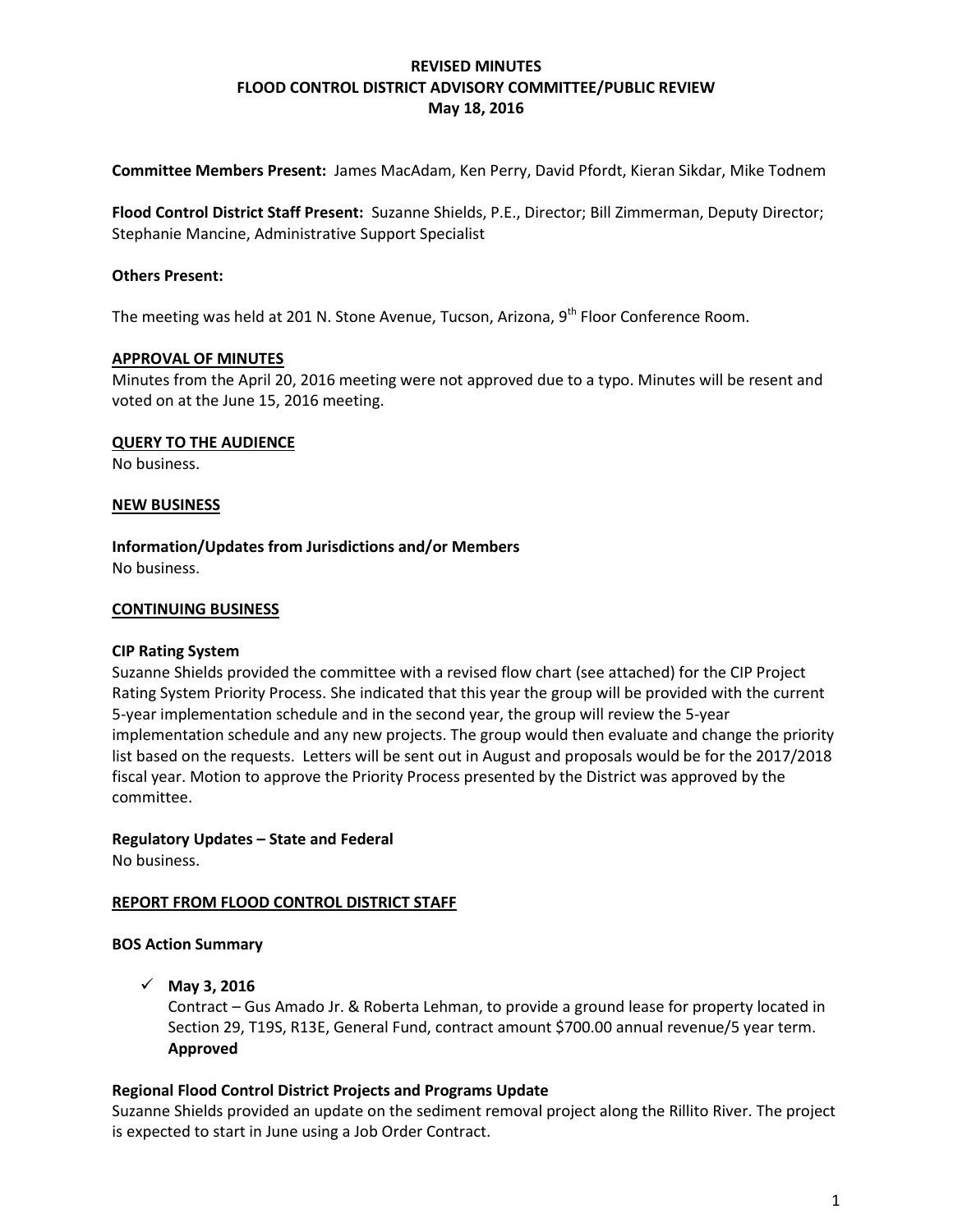# REVISED MINUTES
# FLOOD CONTROL DISTRICT ADVISORY COMMITTEE/PUBLIC REVIEW
# May 18, 2016

**Committee Members Present:** James MacAdam, Ken Perry, David Pfordt, Kieran Sikdar, Mike Todnem

**Flood Control District Staff Present:** Suzanne Shields, P.E., Director; Bill Zimmerman, Deputy Director; Stephanie Mancine, Administrative Support Specialist

**Others Present:**

The meeting was held at 201 N. Stone Avenue, Tucson, Arizona, 9th Floor Conference Room.

## APPROVAL OF MINUTES

Minutes from the April 20, 2016 meeting were not approved due to a typo. Minutes will be resent and voted on at the June 15, 2016 meeting.

## QUERY TO THE AUDIENCE

No business.

## NEW BUSINESS

### Information/Updates from Jurisdictions and/or Members

No business.

## CONTINUING BUSINESS

### CIP Rating System

Suzanne Shields provided the committee with a revised flow chart (see attached) for the CIP Project Rating System Priority Process. She indicated that this year the group will be provided with the current 5-year implementation schedule and in the second year, the group will review the 5-year implementation schedule and any new projects. The group would then evaluate and change the priority list based on the requests. Letters will be sent out in August and proposals would be for the 2017/2018 fiscal year. Motion to approve the Priority Process presented by the District was approved by the committee.

### Regulatory Updates – State and Federal

No business.

## REPORT FROM FLOOD CONTROL DISTRICT STAFF

### BOS Action Summary

- ✓ **May 3, 2016**
  Contract – Gus Amado Jr. & Roberta Lehman, to provide a ground lease for property located in Section 29, T19S, R13E, General Fund, contract amount $700.00 annual revenue/5 year term.
  **Approved**

### Regional Flood Control District Projects and Programs Update

Suzanne Shields provided an update on the sediment removal project along the Rillito River. The project is expected to start in June using a Job Order Contract.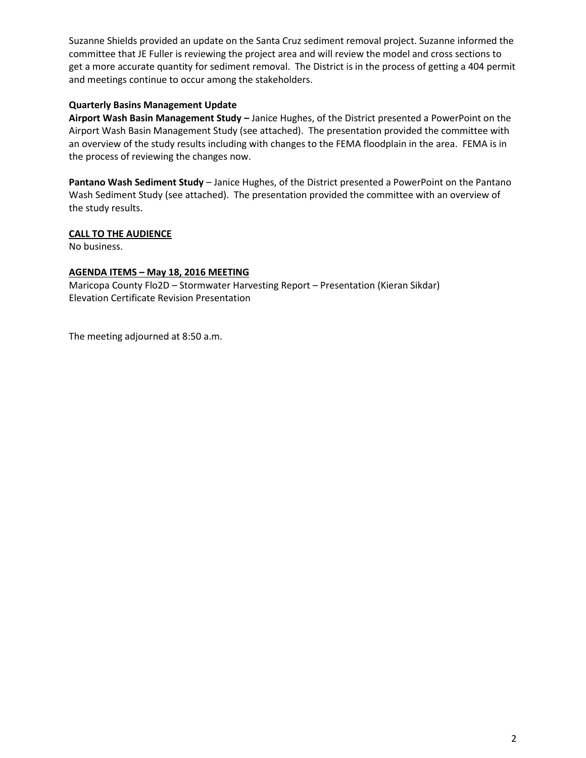Suzanne Shields provided an update on the Santa Cruz sediment removal project. Suzanne informed the committee that JE Fuller is reviewing the project area and will review the model and cross sections to get a more accurate quantity for sediment removal. The District is in the process of getting a 404 permit and meetings continue to occur among the stakeholders.

**Quarterly Basins Management Update**

**Airport Wash Basin Management Study –** Janice Hughes, of the District presented a PowerPoint on the Airport Wash Basin Management Study (see attached). The presentation provided the committee with an overview of the study results including with changes to the FEMA floodplain in the area. FEMA is in the process of reviewing the changes now.

**Pantano Wash Sediment Study** – Janice Hughes, of the District presented a PowerPoint on the Pantano Wash Sediment Study (see attached). The presentation provided the committee with an overview of the study results.

**CALL TO THE AUDIENCE**

No business.

**AGENDA ITEMS – May 18, 2016 MEETING**

Maricopa County Flo2D – Stormwater Harvesting Report – Presentation (Kieran Sikdar)
Elevation Certificate Revision Presentation

The meeting adjourned at 8:50 a.m.